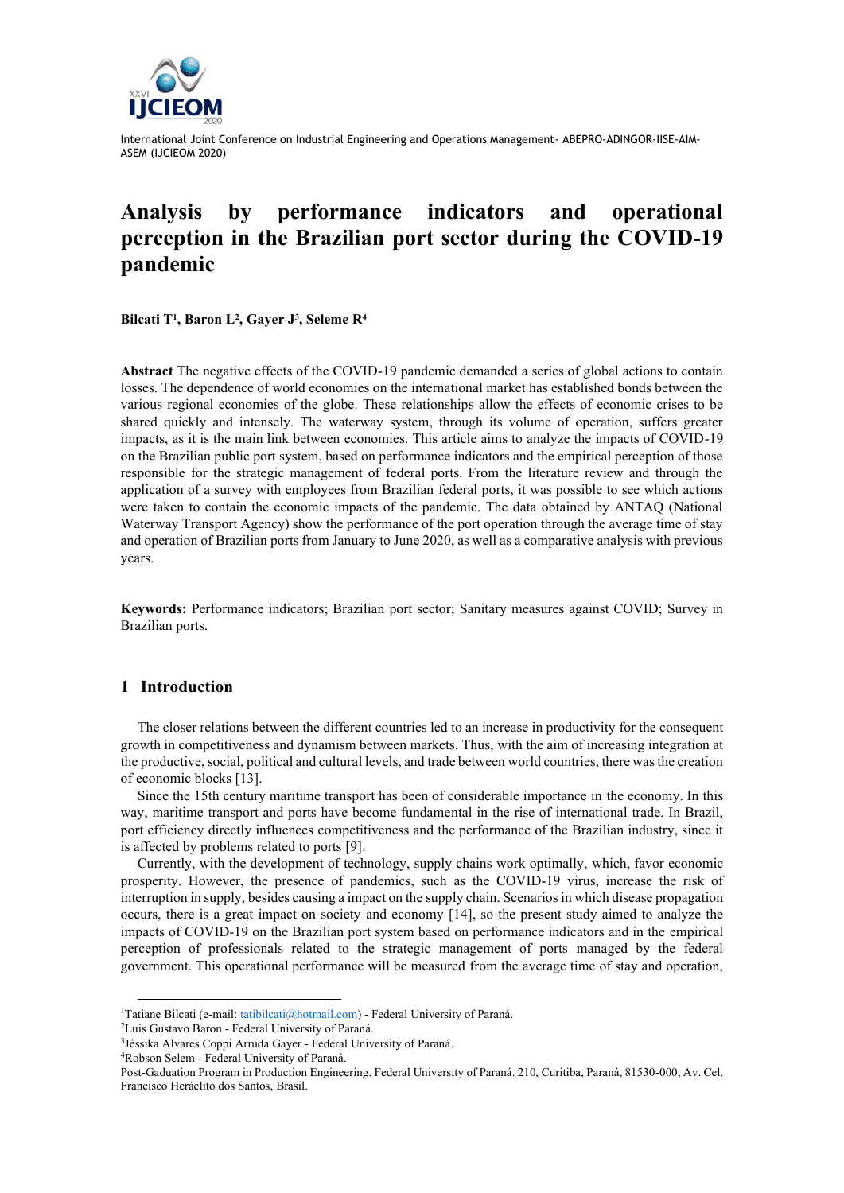International Joint Conference on Industrial Engineering and Operations Management- ABEPRO-ADINGOR-IISE-AIM-ASEM (IJCIEOM 2020)

# Analysis by performance indicators and operational perception in the Brazilian port sector during the COVID-19 pandemic

**Bilcati T[1], Baron L[2], Gayer J[3], Seleme R[4]**

**Abstract** The negative effects of the COVID-19 pandemic demanded a series of global actions to contain losses. The dependence of world economies on the international market has established bonds between the various regional economies of the globe. These relationships allow the effects of economic crises to be shared quickly and intensely. The waterway system, through its volume of operation, suffers greater impacts, as it is the main link between economies. This article aims to analyze the impacts of COVID-19 on the Brazilian public port system, based on performance indicators and the empirical perception of those responsible for the strategic management of federal ports. From the literature review and through the application of a survey with employees from Brazilian federal ports, it was possible to see which actions were taken to contain the economic impacts of the pandemic. The data obtained by ANTAQ (National Waterway Transport Agency) show the performance of the port operation through the average time of stay and operation of Brazilian ports from January to June 2020, as well as a comparative analysis with previous years.

**Keywords:** Performance indicators; Brazilian port sector; Sanitary measures against COVID; Survey in Brazilian ports.

## 1 Introduction

The closer relations between the different countries led to an increase in productivity for the consequent growth in competitiveness and dynamism between markets. Thus, with the aim of increasing integration at the productive, social, political and cultural levels, and trade between world countries, there was the creation of economic blocks [13].

Since the 15th century maritime transport has been of considerable importance in the economy. In this way, maritime transport and ports have become fundamental in the rise of international trade. In Brazil, port efficiency directly influences competitiveness and the performance of the Brazilian industry, since it is affected by problems related to ports [9].

Currently, with the development of technology, supply chains work optimally, which, favor economic prosperity. However, the presence of pandemics, such as the COVID-19 virus, increase the risk of interruption in supply, besides causing a impact on the supply chain. Scenarios in which disease propagation occurs, there is a great impact on society and economy [14], so the present study aimed to analyze the impacts of COVID-19 on the Brazilian port system based on performance indicators and in the empirical perception of professionals related to the strategic management of ports managed by the federal government. This operational performance will be measured from the average time of stay and operation,

---

[1]Tatiane Bilcati (e-mail: tatibilcati@hotmail.com) - Federal University of Paraná.

[2]Luis Gustavo Baron - Federal University of Paraná.

[3]Jéssika Alvares Coppi Arruda Gayer - Federal University of Paraná.

[4]Robson Selem - Federal University of Paraná.

Post-Gaduation Program in Production Engineering. Federal University of Paraná. 210, Curitiba, Paraná, 81530-000, Av. Cel. Francisco Heráclito dos Santos, Brasil.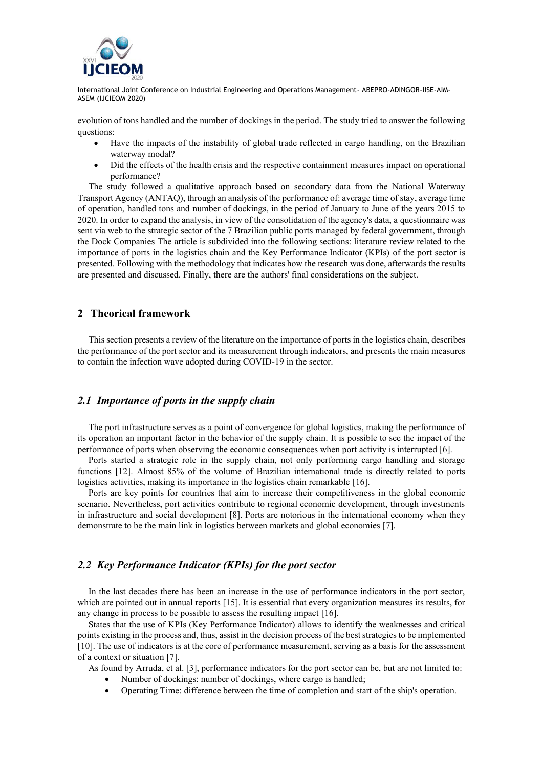evolution of tons handled and the number of dockings in the period. The study tried to answer the following questions:

- Have the impacts of the instability of global trade reflected in cargo handling, on the Brazilian waterway modal?
- Did the effects of the health crisis and the respective containment measures impact on operational performance?

The study followed a qualitative approach based on secondary data from the National Waterway Transport Agency (ANTAQ), through an analysis of the performance of: average time of stay, average time of operation, handled tons and number of dockings, in the period of January to June of the years 2015 to 2020. In order to expand the analysis, in view of the consolidation of the agency's data, a questionnaire was sent via web to the strategic sector of the 7 Brazilian public ports managed by federal government, through the Dock Companies The article is subdivided into the following sections: literature review related to the importance of ports in the logistics chain and the Key Performance Indicator (KPIs) of the port sector is presented. Following with the methodology that indicates how the research was done, afterwards the results are presented and discussed. Finally, there are the authors' final considerations on the subject.

## 2 Theorical framework

This section presents a review of the literature on the importance of ports in the logistics chain, describes the performance of the port sector and its measurement through indicators, and presents the main measures to contain the infection wave adopted during COVID-19 in the sector.

### *2.1 Importance of ports in the supply chain*

The port infrastructure serves as a point of convergence for global logistics, making the performance of its operation an important factor in the behavior of the supply chain. It is possible to see the impact of the performance of ports when observing the economic consequences when port activity is interrupted [6].

Ports started a strategic role in the supply chain, not only performing cargo handling and storage functions [12]. Almost 85% of the volume of Brazilian international trade is directly related to ports logistics activities, making its importance in the logistics chain remarkable [16].

Ports are key points for countries that aim to increase their competitiveness in the global economic scenario. Nevertheless, port activities contribute to regional economic development, through investments in infrastructure and social development [8]. Ports are notorious in the international economy when they demonstrate to be the main link in logistics between markets and global economies [7].

### *2.2 Key Performance Indicator (KPIs) for the port sector*

In the last decades there has been an increase in the use of performance indicators in the port sector, which are pointed out in annual reports [15]. It is essential that every organization measures its results, for any change in process to be possible to assess the resulting impact [16].

States that the use of KPIs (Key Performance Indicator) allows to identify the weaknesses and critical points existing in the process and, thus, assist in the decision process of the best strategies to be implemented [10]. The use of indicators is at the core of performance measurement, serving as a basis for the assessment of a context or situation [7].

As found by Arruda, et al. [3], performance indicators for the port sector can be, but are not limited to:

- Number of dockings: number of dockings, where cargo is handled;
- Operating Time: difference between the time of completion and start of the ship's operation.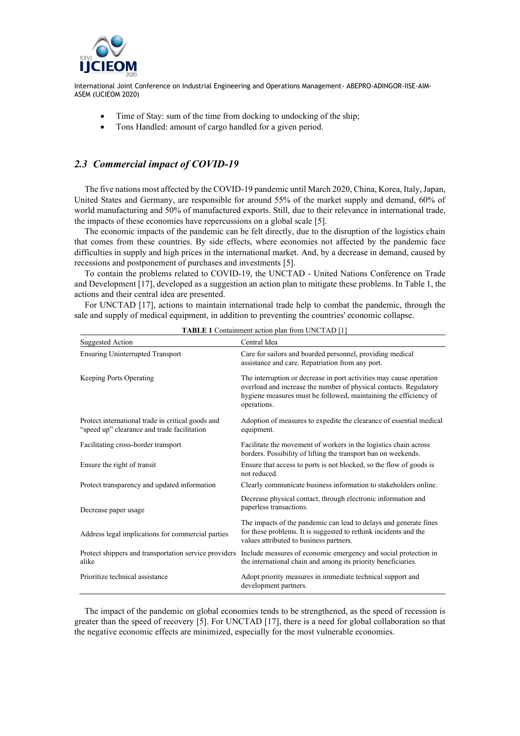- Time of Stay: sum of the time from docking to undocking of the ship;
- Tons Handled: amount of cargo handled for a given period.

### *2.3 Commercial impact of COVID-19*

The five nations most affected by the COVID-19 pandemic until March 2020, China, Korea, Italy, Japan, United States and Germany, are responsible for around 55% of the market supply and demand, 60% of world manufacturing and 50% of manufactured exports. Still, due to their relevance in international trade, the impacts of these economies have repercussions on a global scale [5].

The economic impacts of the pandemic can be felt directly, due to the disruption of the logistics chain that comes from these countries. By side effects, where economies not affected by the pandemic face difficulties in supply and high prices in the international market. And, by a decrease in demand, caused by recessions and postponement of purchases and investments [5].

To contain the problems related to COVID-19, the UNCTAD - United Nations Conference on Trade and Development [17], developed as a suggestion an action plan to mitigate these problems. In Table 1, the actions and their central idea are presented.

For UNCTAD [17], actions to maintain international trade help to combat the pandemic, through the sale and supply of medical equipment, in addition to preventing the countries' economic collapse.

**TABLE 1** Containment action plan from UNCTAD [1]

| Suggested Action | Central Idea |
|---|---|
| Ensuring Uninterrupted Transport | Care for sailors and boarded personnel, providing medical assistance and care. Repatriation from any port. |
| Keeping Ports Operating | The interruption or decrease in port activities may cause operation overload and increase the number of physical contacts. Regulatory hygiene measures must be followed, maintaining the efficiency of operations. |
| Protect international trade in critical goods and "speed up" clearance and trade facilitation | Adoption of measures to expedite the clearance of essential medical equipment. |
| Facilitating cross-border transport | Facilitate the movement of workers in the logistics chain across borders. Possibility of lifting the transport ban on weekends. |
| Ensure the right of transit | Ensure that access to ports is not blocked, so the flow of goods is not reduced. |
| Protect transparency and updated information | Clearly communicate business information to stakeholders online. |
| Decrease paper usage | Decrease physical contact, through electronic information and paperless transactions. |
| Address legal implications for commercial parties | The impacts of the pandemic can lead to delays and generate fines for these problems. It is suggested to rethink incidents and the values attributed to business partners. |
| Protect shippers and transportation service providers alike | Include measures of economic emergency and social protection in the international chain and among its priority beneficiaries. |
| Prioritize technical assistance | Adopt priority measures in immediate technical support and development partners. |

The impact of the pandemic on global economies tends to be strengthened, as the speed of recession is greater than the speed of recovery [5]. For UNCTAD [17], there is a need for global collaboration so that the negative economic effects are minimized, especially for the most vulnerable economies.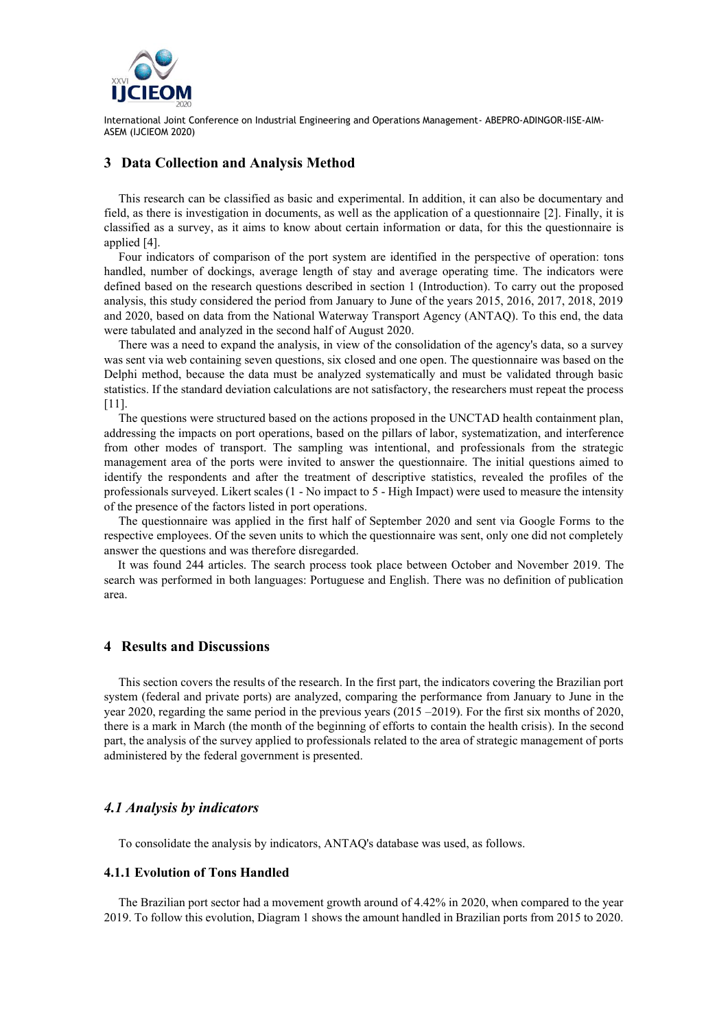## 3 Data Collection and Analysis Method

This research can be classified as basic and experimental. In addition, it can also be documentary and field, as there is investigation in documents, as well as the application of a questionnaire [2]. Finally, it is classified as a survey, as it aims to know about certain information or data, for this the questionnaire is applied [4].

Four indicators of comparison of the port system are identified in the perspective of operation: tons handled, number of dockings, average length of stay and average operating time. The indicators were defined based on the research questions described in section 1 (Introduction). To carry out the proposed analysis, this study considered the period from January to June of the years 2015, 2016, 2017, 2018, 2019 and 2020, based on data from the National Waterway Transport Agency (ANTAQ). To this end, the data were tabulated and analyzed in the second half of August 2020.

There was a need to expand the analysis, in view of the consolidation of the agency's data, so a survey was sent via web containing seven questions, six closed and one open. The questionnaire was based on the Delphi method, because the data must be analyzed systematically and must be validated through basic statistics. If the standard deviation calculations are not satisfactory, the researchers must repeat the process [11].

The questions were structured based on the actions proposed in the UNCTAD health containment plan, addressing the impacts on port operations, based on the pillars of labor, systematization, and interference from other modes of transport. The sampling was intentional, and professionals from the strategic management area of the ports were invited to answer the questionnaire. The initial questions aimed to identify the respondents and after the treatment of descriptive statistics, revealed the profiles of the professionals surveyed. Likert scales (1 - No impact to 5 - High Impact) were used to measure the intensity of the presence of the factors listed in port operations.

The questionnaire was applied in the first half of September 2020 and sent via Google Forms to the respective employees. Of the seven units to which the questionnaire was sent, only one did not completely answer the questions and was therefore disregarded.

It was found 244 articles. The search process took place between October and November 2019. The search was performed in both languages: Portuguese and English. There was no definition of publication area.

## 4 Results and Discussions

This section covers the results of the research. In the first part, the indicators covering the Brazilian port system (federal and private ports) are analyzed, comparing the performance from January to June in the year 2020, regarding the same period in the previous years (2015 –2019). For the first six months of 2020, there is a mark in March (the month of the beginning of efforts to contain the health crisis). In the second part, the analysis of the survey applied to professionals related to the area of strategic management of ports administered by the federal government is presented.

### *4.1 Analysis by indicators*

To consolidate the analysis by indicators, ANTAQ's database was used, as follows.

#### 4.1.1 Evolution of Tons Handled

The Brazilian port sector had a movement growth around of 4.42% in 2020, when compared to the year 2019. To follow this evolution, Diagram 1 shows the amount handled in Brazilian ports from 2015 to 2020.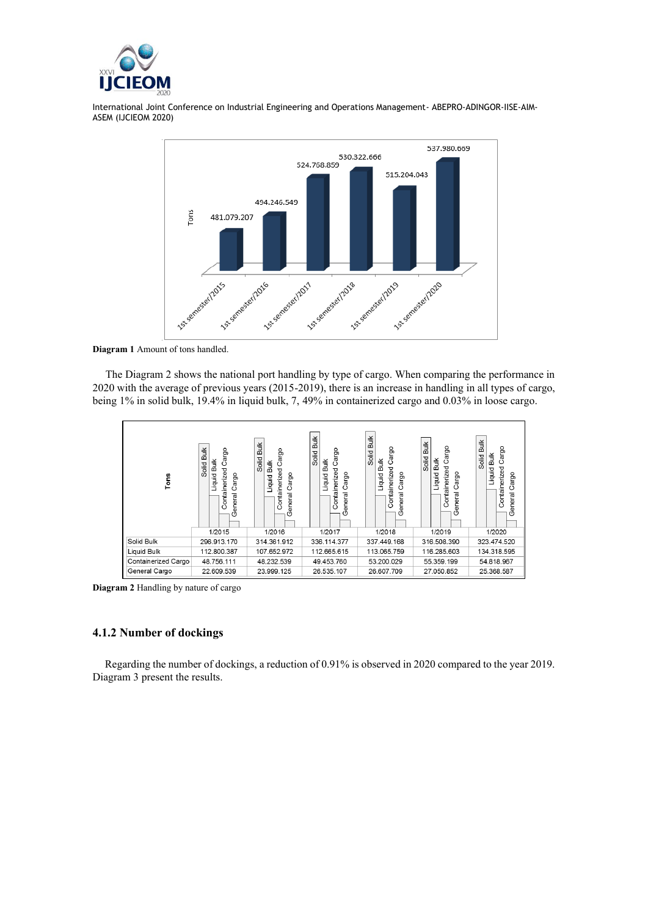Diagram 1 data (Tons):

| Period | Tons |
|---|---|
| 1st semester/2015 | 481.079.207 |
| 1st semester/2016 | 494.246.549 |
| 1st semester/2017 | 524.768.859 |
| 1st semester/2018 | 530.322.666 |
| 1st semester/2019 | 515.204.043 |
| 1st semester/2020 | 537.980.669 |

**Diagram 1** Amount of tons handled.

The Diagram 2 shows the national port handling by type of cargo. When comparing the performance in 2020 with the average of previous years (2015-2019), there is an increase in handling in all types of cargo, being 1% in solid bulk, 19.4% in liquid bulk, 7, 49% in containerized cargo and 0.03% in loose cargo.

| Tons | 1/2015 | 1/2016 | 1/2017 | 1/2018 | 1/2019 | 1/2020 |
|---|---|---|---|---|---|---|
| Solid Bulk | 296.913.170 | 314.361.912 | 336.114.377 | 337.449.168 | 316.508.390 | 323.474.520 |
| Liquid Bulk | 112.800.387 | 107.652.972 | 112.665.615 | 113.065.759 | 116.285.603 | 134.318.595 |
| Containerized Cargo | 48.756.111 | 48.232.539 | 49.453.760 | 53.200.029 | 55.359.199 | 54.818.967 |
| General Cargo | 22.609.539 | 23.999.125 | 26.535.107 | 26.607.709 | 27.050.852 | 25.368.587 |

**Diagram 2** Handling by nature of cargo

### 4.1.2 Number of dockings

Regarding the number of dockings, a reduction of 0.91% is observed in 2020 compared to the year 2019. Diagram 3 present the results.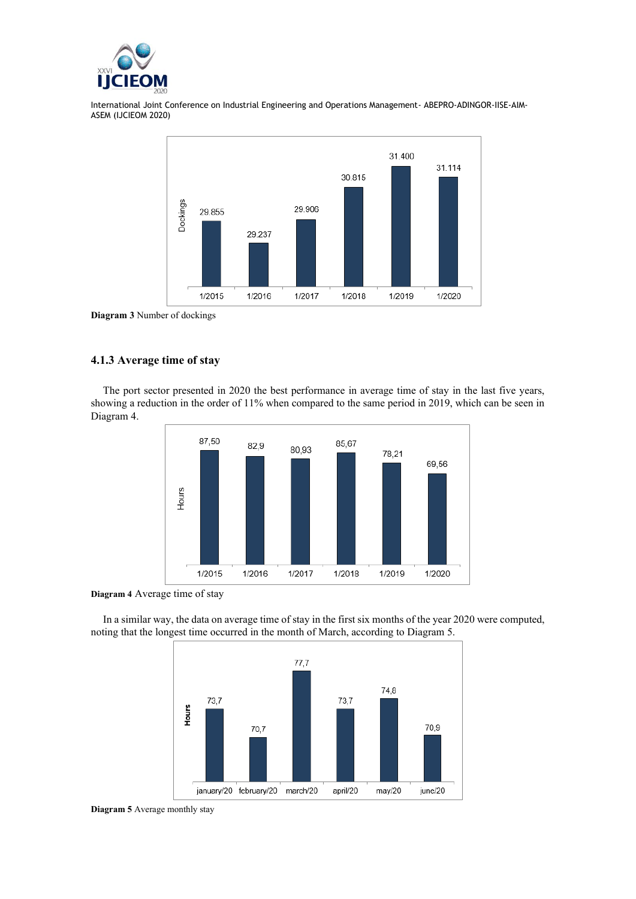**Diagram 3** Number of dockings

### 4.1.3 Average time of stay

The port sector presented in 2020 the best performance in average time of stay in the last five years, showing a reduction in the order of 11% when compared to the same period in 2019, which can be seen in Diagram 4.

**Diagram 4** Average time of stay

In a similar way, the data on average time of stay in the first six months of the year 2020 were computed, noting that the longest time occurred in the month of March, according to Diagram 5.

**Diagram 5** Average monthly stay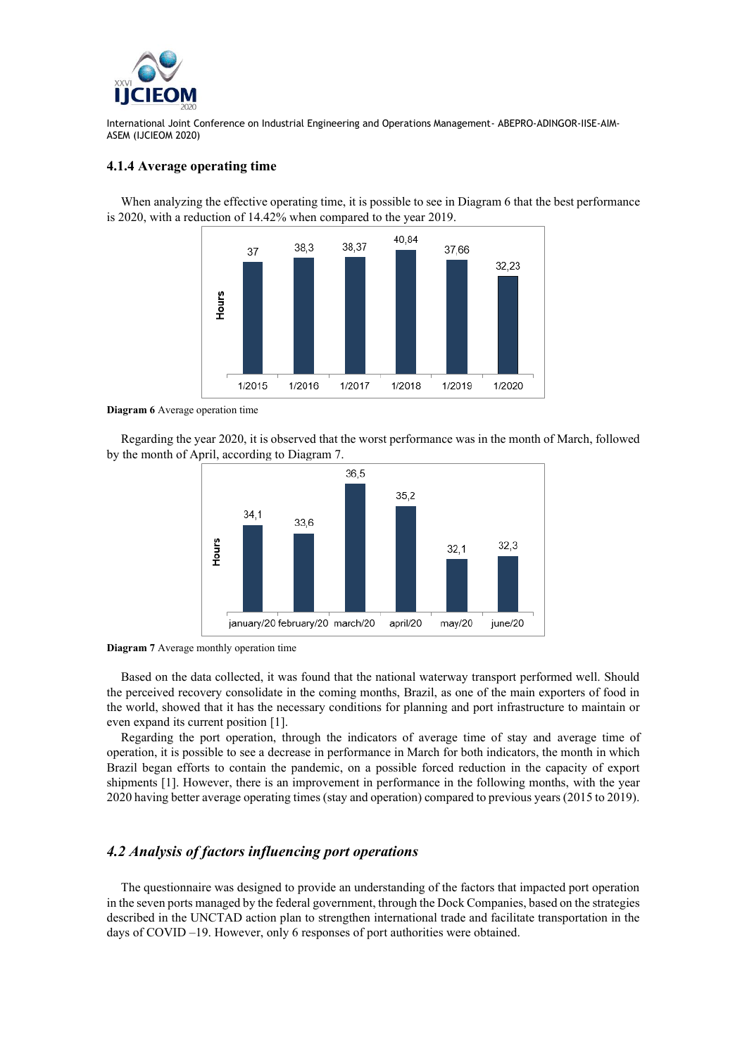### 4.1.4 Average operating time

When analyzing the effective operating time, it is possible to see in Diagram 6 that the best performance is 2020, with a reduction of 14.42% when compared to the year 2019.

| | 1/2015 | 1/2016 | 1/2017 | 1/2018 | 1/2019 | 1/2020 |
|---|---|---|---|---|---|---|
| Hours | 37 | 38,3 | 38,37 | 40,84 | 37,66 | 32,23 |

**Diagram 6** Average operation time

Regarding the year 2020, it is observed that the worst performance was in the month of March, followed by the month of April, according to Diagram 7.

| | january/20 | february/20 | march/20 | april/20 | may/20 | june/20 |
|---|---|---|---|---|---|---|
| Hours | 34,1 | 33,6 | 36,5 | 35,2 | 32,1 | 32,3 |

**Diagram 7** Average monthly operation time

Based on the data collected, it was found that the national waterway transport performed well. Should the perceived recovery consolidate in the coming months, Brazil, as one of the main exporters of food in the world, showed that it has the necessary conditions for planning and port infrastructure to maintain or even expand its current position [1].

Regarding the port operation, through the indicators of average time of stay and average time of operation, it is possible to see a decrease in performance in March for both indicators, the month in which Brazil began efforts to contain the pandemic, on a possible forced reduction in the capacity of export shipments [1]. However, there is an improvement in performance in the following months, with the year 2020 having better average operating times (stay and operation) compared to previous years (2015 to 2019).

## *4.2 Analysis of factors influencing port operations*

The questionnaire was designed to provide an understanding of the factors that impacted port operation in the seven ports managed by the federal government, through the Dock Companies, based on the strategies described in the UNCTAD action plan to strengthen international trade and facilitate transportation in the days of COVID –19. However, only 6 responses of port authorities were obtained.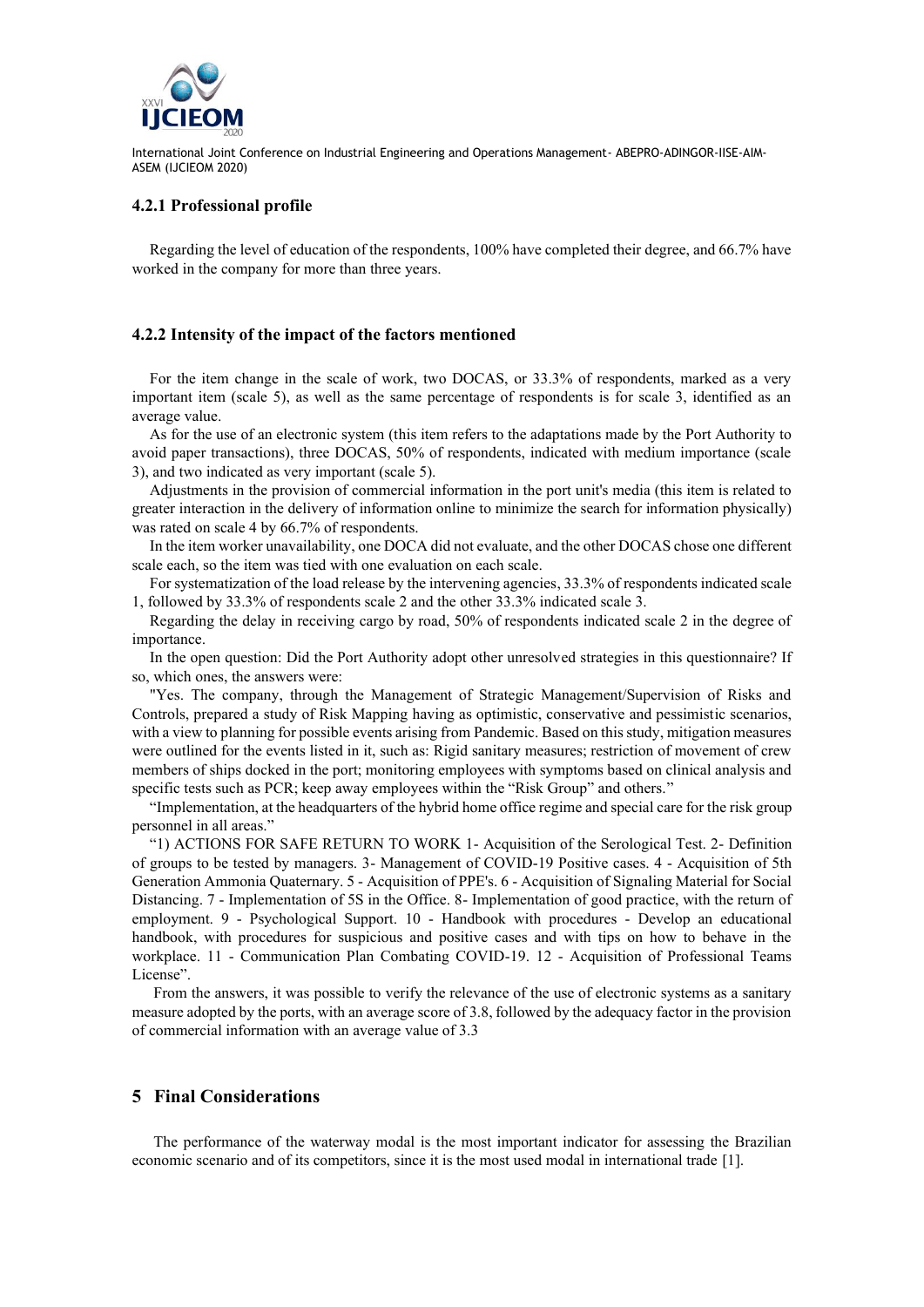### 4.2.1 Professional profile

Regarding the level of education of the respondents, 100% have completed their degree, and 66.7% have worked in the company for more than three years.

### 4.2.2 Intensity of the impact of the factors mentioned

For the item change in the scale of work, two DOCAS, or 33.3% of respondents, marked as a very important item (scale 5), as well as the same percentage of respondents is for scale 3, identified as an average value.

As for the use of an electronic system (this item refers to the adaptations made by the Port Authority to avoid paper transactions), three DOCAS, 50% of respondents, indicated with medium importance (scale 3), and two indicated as very important (scale 5).

Adjustments in the provision of commercial information in the port unit's media (this item is related to greater interaction in the delivery of information online to minimize the search for information physically) was rated on scale 4 by 66.7% of respondents.

In the item worker unavailability, one DOCA did not evaluate, and the other DOCAS chose one different scale each, so the item was tied with one evaluation on each scale.

For systematization of the load release by the intervening agencies, 33.3% of respondents indicated scale 1, followed by 33.3% of respondents scale 2 and the other 33.3% indicated scale 3.

Regarding the delay in receiving cargo by road, 50% of respondents indicated scale 2 in the degree of importance.

In the open question: Did the Port Authority adopt other unresolved strategies in this questionnaire? If so, which ones, the answers were:

"Yes. The company, through the Management of Strategic Management/Supervision of Risks and Controls, prepared a study of Risk Mapping having as optimistic, conservative and pessimistic scenarios, with a view to planning for possible events arising from Pandemic. Based on this study, mitigation measures were outlined for the events listed in it, such as: Rigid sanitary measures; restriction of movement of crew members of ships docked in the port; monitoring employees with symptoms based on clinical analysis and specific tests such as PCR; keep away employees within the "Risk Group" and others."

"Implementation, at the headquarters of the hybrid home office regime and special care for the risk group personnel in all areas."

"1) ACTIONS FOR SAFE RETURN TO WORK 1- Acquisition of the Serological Test. 2- Definition of groups to be tested by managers. 3- Management of COVID-19 Positive cases. 4 - Acquisition of 5th Generation Ammonia Quaternary. 5 - Acquisition of PPE's. 6 - Acquisition of Signaling Material for Social Distancing. 7 - Implementation of 5S in the Office. 8- Implementation of good practice, with the return of employment. 9 - Psychological Support. 10 - Handbook with procedures - Develop an educational handbook, with procedures for suspicious and positive cases and with tips on how to behave in the workplace. 11 - Communication Plan Combating COVID-19. 12 - Acquisition of Professional Teams License".

From the answers, it was possible to verify the relevance of the use of electronic systems as a sanitary measure adopted by the ports, with an average score of 3.8, followed by the adequacy factor in the provision of commercial information with an average value of 3.3

## 5 Final Considerations

The performance of the waterway modal is the most important indicator for assessing the Brazilian economic scenario and of its competitors, since it is the most used modal in international trade [1].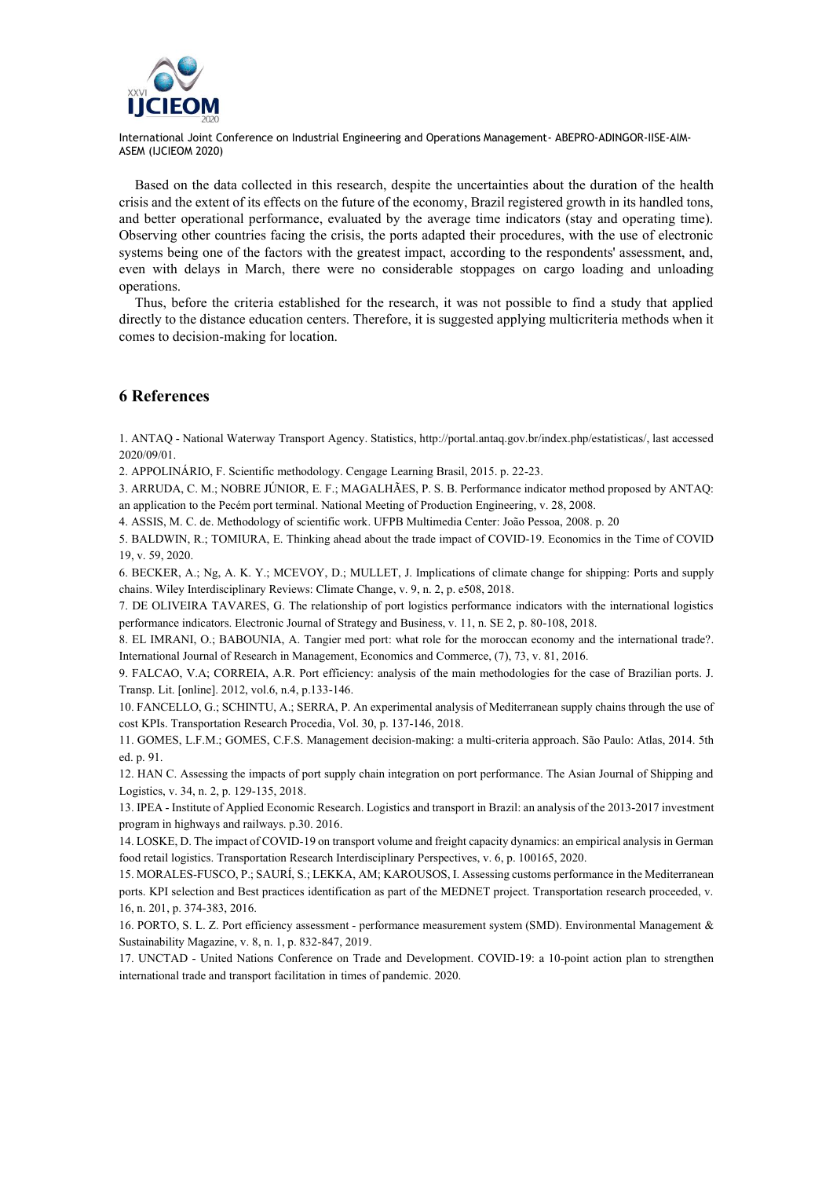Based on the data collected in this research, despite the uncertainties about the duration of the health crisis and the extent of its effects on the future of the economy, Brazil registered growth in its handled tons, and better operational performance, evaluated by the average time indicators (stay and operating time). Observing other countries facing the crisis, the ports adapted their procedures, with the use of electronic systems being one of the factors with the greatest impact, according to the respondents' assessment, and, even with delays in March, there were no considerable stoppages on cargo loading and unloading operations.

Thus, before the criteria established for the research, it was not possible to find a study that applied directly to the distance education centers. Therefore, it is suggested applying multicriteria methods when it comes to decision-making for location.

## 6 References

1. ANTAQ - National Waterway Transport Agency. Statistics, http://portal.antaq.gov.br/index.php/estatisticas/, last accessed 2020/09/01.
2. APPOLINÁRIO, F. Scientific methodology. Cengage Learning Brasil, 2015. p. 22-23.
3. ARRUDA, C. M.; NOBRE JÚNIOR, E. F.; MAGALHÃES, P. S. B. Performance indicator method proposed by ANTAQ: an application to the Pecém port terminal. National Meeting of Production Engineering, v. 28, 2008.
4. ASSIS, M. C. de. Methodology of scientific work. UFPB Multimedia Center: João Pessoa, 2008. p. 20
5. BALDWIN, R.; TOMIURA, E. Thinking ahead about the trade impact of COVID-19. Economics in the Time of COVID 19, v. 59, 2020.
6. BECKER, A.; Ng, A. K. Y.; MCEVOY, D.; MULLET, J. Implications of climate change for shipping: Ports and supply chains. Wiley Interdisciplinary Reviews: Climate Change, v. 9, n. 2, p. e508, 2018.
7. DE OLIVEIRA TAVARES, G. The relationship of port logistics performance indicators with the international logistics performance indicators. Electronic Journal of Strategy and Business, v. 11, n. SE 2, p. 80-108, 2018.
8. EL IMRANI, O.; BABOUNIA, A. Tangier med port: what role for the moroccan economy and the international trade?. International Journal of Research in Management, Economics and Commerce, (7), 73, v. 81, 2016.
9. FALCAO, V.A; CORREIA, A.R. Port efficiency: analysis of the main methodologies for the case of Brazilian ports. J. Transp. Lit. [online]. 2012, vol.6, n.4, p.133-146.
10. FANCELLO, G.; SCHINTU, A.; SERRA, P. An experimental analysis of Mediterranean supply chains through the use of cost KPIs. Transportation Research Procedia, Vol. 30, p. 137-146, 2018.
11. GOMES, L.F.M.; GOMES, C.F.S. Management decision-making: a multi-criteria approach. São Paulo: Atlas, 2014. 5th ed. p. 91.
12. HAN C. Assessing the impacts of port supply chain integration on port performance. The Asian Journal of Shipping and Logistics, v. 34, n. 2, p. 129-135, 2018.
13. IPEA - Institute of Applied Economic Research. Logistics and transport in Brazil: an analysis of the 2013-2017 investment program in highways and railways. p.30. 2016.
14. LOSKE, D. The impact of COVID-19 on transport volume and freight capacity dynamics: an empirical analysis in German food retail logistics. Transportation Research Interdisciplinary Perspectives, v. 6, p. 100165, 2020.
15. MORALES-FUSCO, P.; SAURÍ, S.; LEKKA, AM; KAROUSOS, I. Assessing customs performance in the Mediterranean ports. KPI selection and Best practices identification as part of the MEDNET project. Transportation research proceeded, v. 16, n. 201, p. 374-383, 2016.
16. PORTO, S. L. Z. Port efficiency assessment - performance measurement system (SMD). Environmental Management & Sustainability Magazine, v. 8, n. 1, p. 832-847, 2019.
17. UNCTAD - United Nations Conference on Trade and Development. COVID-19: a 10-point action plan to strengthen international trade and transport facilitation in times of pandemic. 2020.